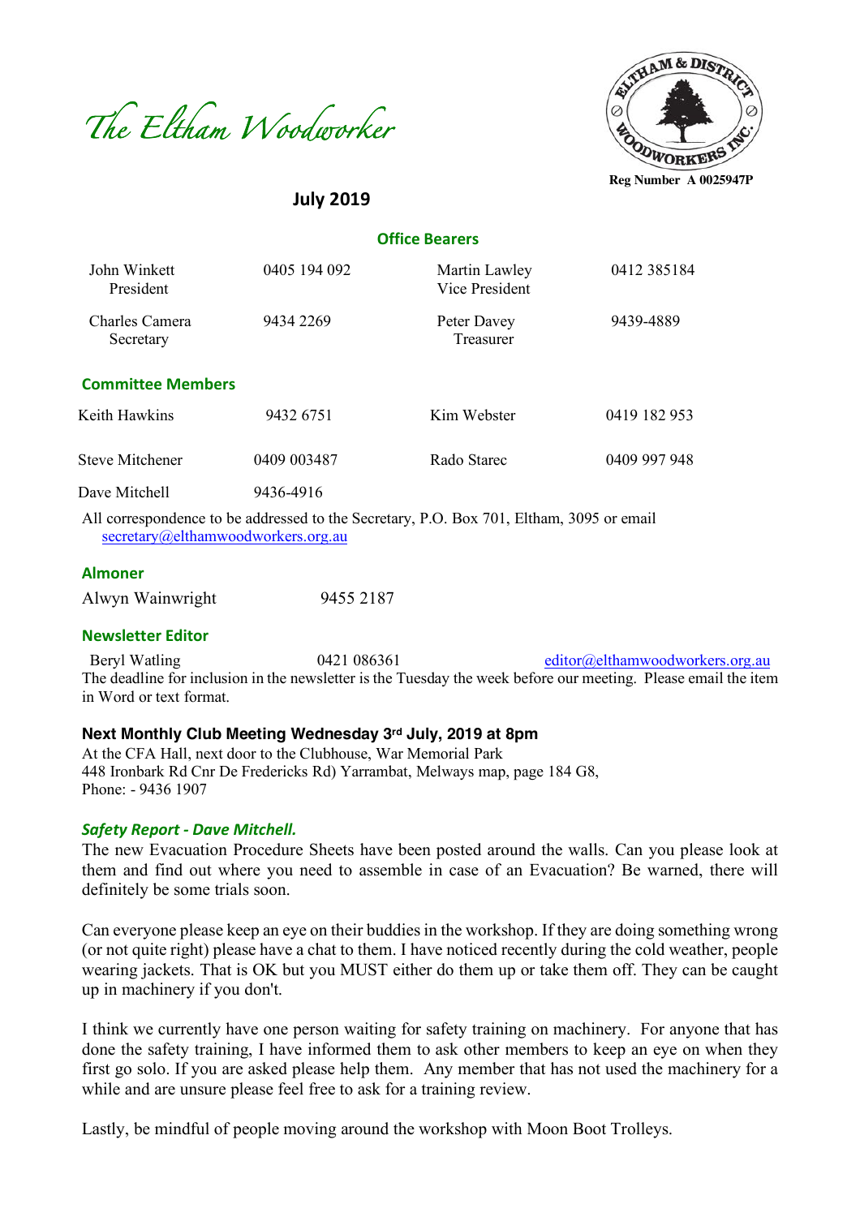# The Eltham Woodworker

Reg Number A 0025947P

**July 2019**

## Office Bearers

| | | | |
|---|---|---|---|
| John Winkett<br>President | 0405 194 092 | Martin Lawley<br>Vice President | 0412 385184 |
| Charles Camera<br>Secretary | 9434 2269 | Peter Davey<br>Treasurer | 9439-4889 |

## Committee Members

| | | | |
|---|---|---|---|
| Keith Hawkins | 9432 6751 | Kim Webster | 0419 182 953 |
| Steve Mitchener | 0409 003487 | Rado Starec | 0409 997 948 |
| Dave Mitchell | 9436-4916 | | |

All correspondence to be addressed to the Secretary, P.O. Box 701, Eltham, 3095 or email secretary@elthamwoodworkers.org.au

## Almoner

Alwyn Wainwright 9455 2187

## Newsletter Editor

Beryl Watling 0421 086361 editor@elthamwoodworkers.org.au

The deadline for inclusion in the newsletter is the Tuesday the week before our meeting. Please email the item in Word or text format.

**Next Monthly Club Meeting Wednesday 3rd July, 2019 at 8pm**

At the CFA Hall, next door to the Clubhouse, War Memorial Park
448 Ironbark Rd Cnr De Fredericks Rd) Yarrambat, Melways map, page 184 G8,
Phone: - 9436 1907

### *Safety Report - Dave Mitchell.*

The new Evacuation Procedure Sheets have been posted around the walls. Can you please look at them and find out where you need to assemble in case of an Evacuation? Be warned, there will definitely be some trials soon.

Can everyone please keep an eye on their buddies in the workshop. If they are doing something wrong (or not quite right) please have a chat to them. I have noticed recently during the cold weather, people wearing jackets. That is OK but you MUST either do them up or take them off. They can be caught up in machinery if you don't.

I think we currently have one person waiting for safety training on machinery. For anyone that has done the safety training, I have informed them to ask other members to keep an eye on when they first go solo. If you are asked please help them. Any member that has not used the machinery for a while and are unsure please feel free to ask for a training review.

Lastly, be mindful of people moving around the workshop with Moon Boot Trolleys.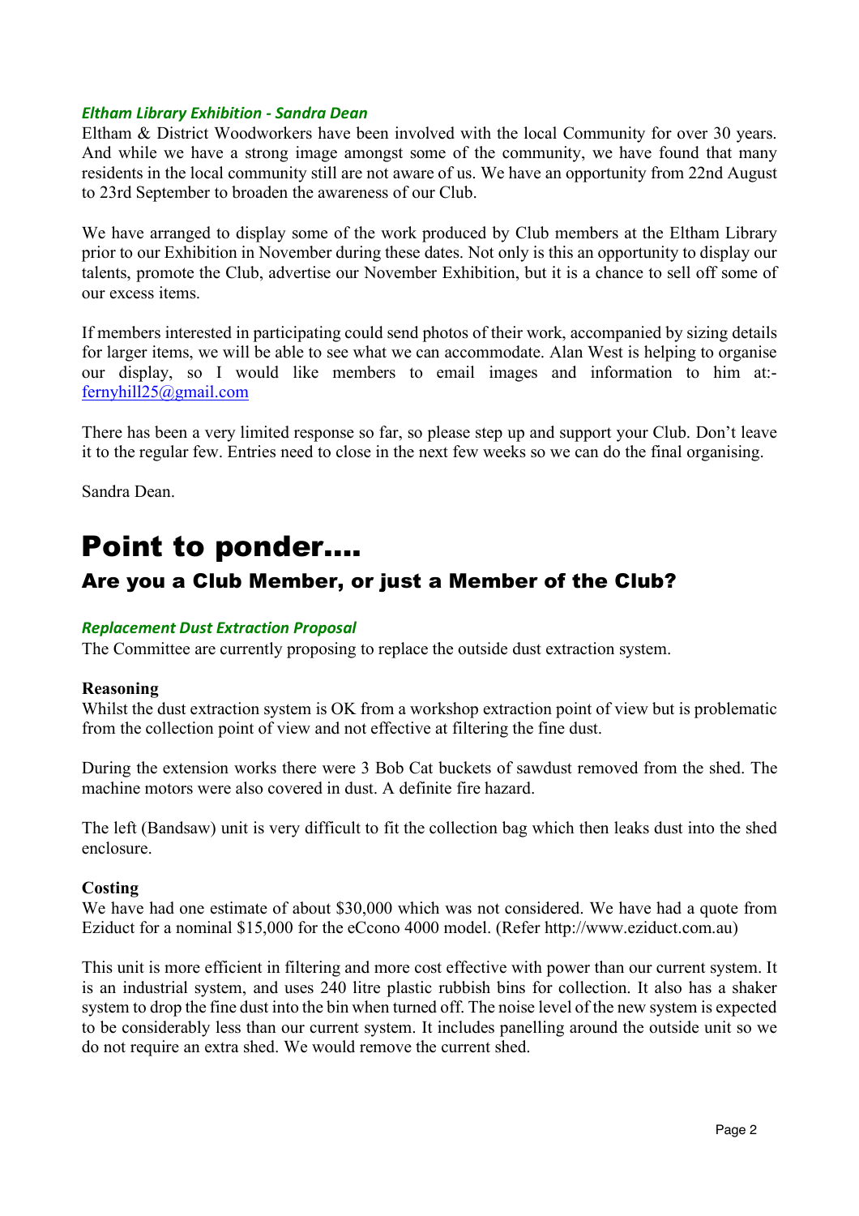### *Eltham Library Exhibition - Sandra Dean*

Eltham & District Woodworkers have been involved with the local Community for over 30 years. And while we have a strong image amongst some of the community, we have found that many residents in the local community still are not aware of us. We have an opportunity from 22nd August to 23rd September to broaden the awareness of our Club.

We have arranged to display some of the work produced by Club members at the Eltham Library prior to our Exhibition in November during these dates. Not only is this an opportunity to display our talents, promote the Club, advertise our November Exhibition, but it is a chance to sell off some of our excess items.

If members interested in participating could send photos of their work, accompanied by sizing details for larger items, we will be able to see what we can accommodate. Alan West is helping to organise our display, so I would like members to email images and information to him at:- fernyhill25@gmail.com

There has been a very limited response so far, so please step up and support your Club. Don't leave it to the regular few. Entries need to close in the next few weeks so we can do the final organising.

Sandra Dean.

# Point to ponder....

## Are you a Club Member, or just a Member of the Club?

### *Replacement Dust Extraction Proposal*

The Committee are currently proposing to replace the outside dust extraction system.

**Reasoning**

Whilst the dust extraction system is OK from a workshop extraction point of view but is problematic from the collection point of view and not effective at filtering the fine dust.

During the extension works there were 3 Bob Cat buckets of sawdust removed from the shed. The machine motors were also covered in dust. A definite fire hazard.

The left (Bandsaw) unit is very difficult to fit the collection bag which then leaks dust into the shed enclosure.

**Costing**

We have had one estimate of about $30,000 which was not considered. We have had a quote from Eziduct for a nominal $15,000 for the eCcono 4000 model. (Refer http://www.eziduct.com.au)

This unit is more efficient in filtering and more cost effective with power than our current system. It is an industrial system, and uses 240 litre plastic rubbish bins for collection. It also has a shaker system to drop the fine dust into the bin when turned off. The noise level of the new system is expected to be considerably less than our current system. It includes panelling around the outside unit so we do not require an extra shed. We would remove the current shed.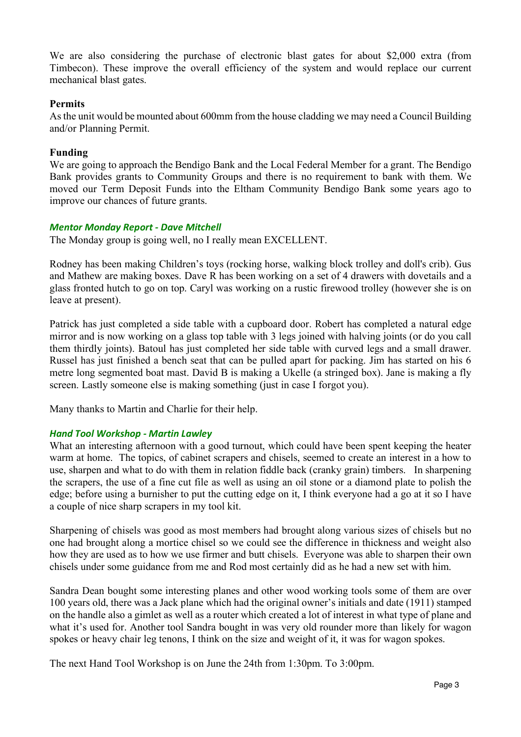We are also considering the purchase of electronic blast gates for about $2,000 extra (from Timbecon). These improve the overall efficiency of the system and would replace our current mechanical blast gates.

**Permits**

As the unit would be mounted about 600mm from the house cladding we may need a Council Building and/or Planning Permit.

**Funding**

We are going to approach the Bendigo Bank and the Local Federal Member for a grant. The Bendigo Bank provides grants to Community Groups and there is no requirement to bank with them. We moved our Term Deposit Funds into the Eltham Community Bendigo Bank some years ago to improve our chances of future grants.

### *Mentor Monday Report - Dave Mitchell*

The Monday group is going well, no I really mean EXCELLENT.

Rodney has been making Children's toys (rocking horse, walking block trolley and doll's crib). Gus and Mathew are making boxes. Dave R has been working on a set of 4 drawers with dovetails and a glass fronted hutch to go on top. Caryl was working on a rustic firewood trolley (however she is on leave at present).

Patrick has just completed a side table with a cupboard door. Robert has completed a natural edge mirror and is now working on a glass top table with 3 legs joined with halving joints (or do you call them thirdly joints). Batoul has just completed her side table with curved legs and a small drawer. Russel has just finished a bench seat that can be pulled apart for packing. Jim has started on his 6 metre long segmented boat mast. David B is making a Ukelle (a stringed box). Jane is making a fly screen. Lastly someone else is making something (just in case I forgot you).

Many thanks to Martin and Charlie for their help.

### *Hand Tool Workshop - Martin Lawley*

What an interesting afternoon with a good turnout, which could have been spent keeping the heater warm at home. The topics, of cabinet scrapers and chisels, seemed to create an interest in a how to use, sharpen and what to do with them in relation fiddle back (cranky grain) timbers. In sharpening the scrapers, the use of a fine cut file as well as using an oil stone or a diamond plate to polish the edge; before using a burnisher to put the cutting edge on it, I think everyone had a go at it so I have a couple of nice sharp scrapers in my tool kit.

Sharpening of chisels was good as most members had brought along various sizes of chisels but no one had brought along a mortice chisel so we could see the difference in thickness and weight also how they are used as to how we use firmer and butt chisels. Everyone was able to sharpen their own chisels under some guidance from me and Rod most certainly did as he had a new set with him.

Sandra Dean bought some interesting planes and other wood working tools some of them are over 100 years old, there was a Jack plane which had the original owner's initials and date (1911) stamped on the handle also a gimlet as well as a router which created a lot of interest in what type of plane and what it's used for. Another tool Sandra bought in was very old rounder more than likely for wagon spokes or heavy chair leg tenons, I think on the size and weight of it, it was for wagon spokes.

The next Hand Tool Workshop is on June the 24th from 1:30pm. To 3:00pm.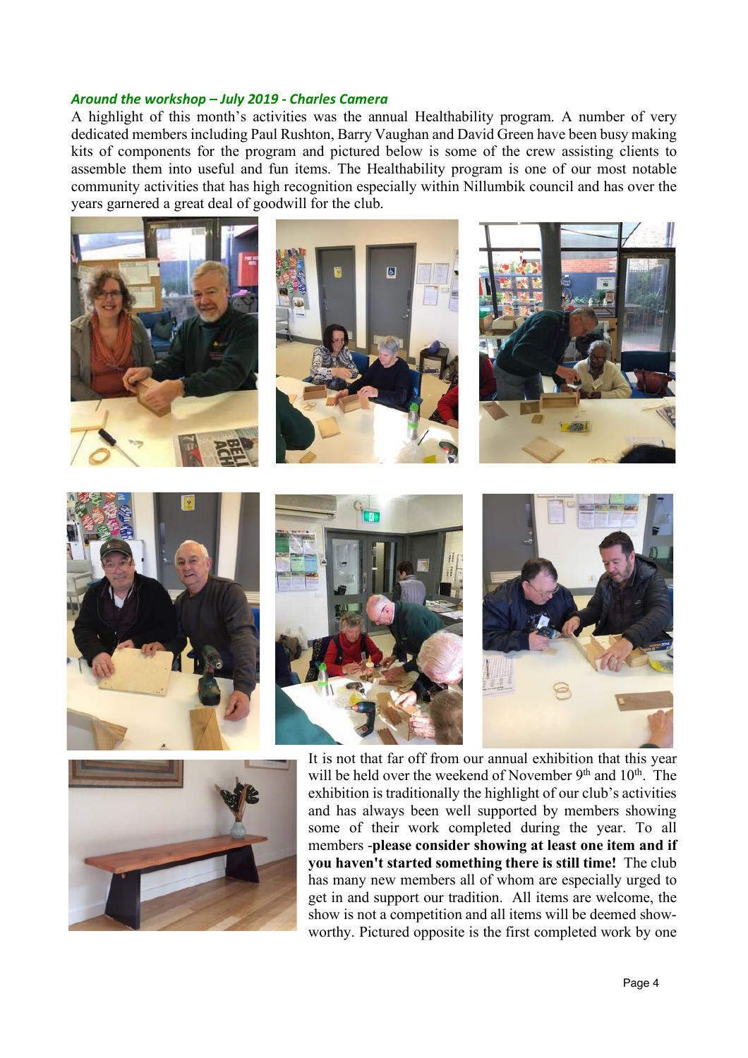### *Around the workshop – July 2019 - Charles Camera*

A highlight of this month's activities was the annual Healthability program. A number of very dedicated members including Paul Rushton, Barry Vaughan and David Green have been busy making kits of components for the program and pictured below is some of the crew assisting clients to assemble them into useful and fun items. The Healthability program is one of our most notable community activities that has high recognition especially within Nillumbik council and has over the years garnered a great deal of goodwill for the club.

It is not that far off from our annual exhibition that this year will be held over the weekend of November 9th and 10th. The exhibition is traditionally the highlight of our club's activities and has always been well supported by members showing some of their work completed during the year. To all members -**please consider showing at least one item and if you haven't started something there is still time!** The club has many new members all of whom are especially urged to get in and support our tradition. All items are welcome, the show is not a competition and all items will be deemed show-worthy. Pictured opposite is the first completed work by one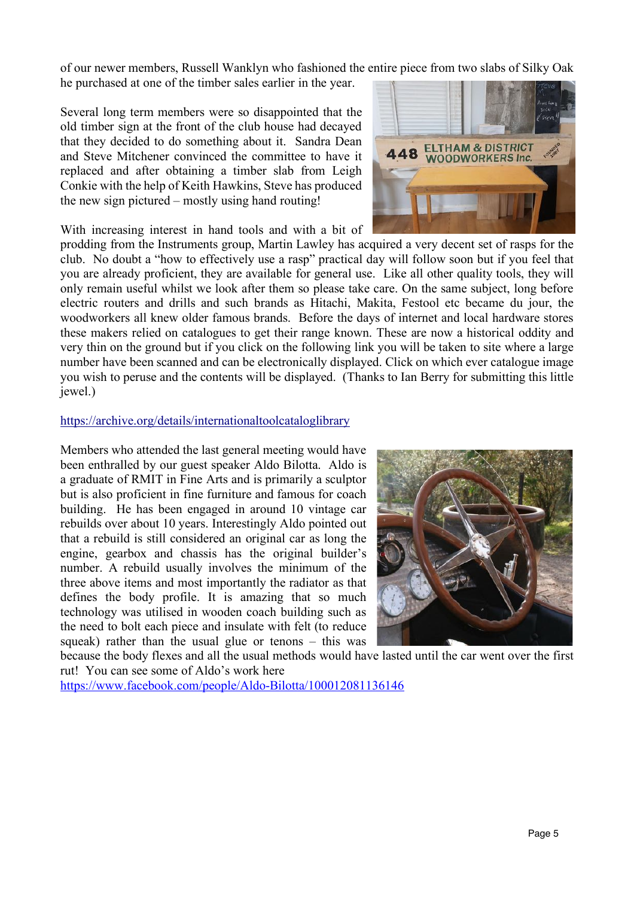of our newer members, Russell Wanklyn who fashioned the entire piece from two slabs of Silky Oak he purchased at one of the timber sales earlier in the year.

Several long term members were so disappointed that the old timber sign at the front of the club house had decayed that they decided to do something about it. Sandra Dean and Steve Mitchener convinced the committee to have it replaced and after obtaining a timber slab from Leigh Conkie with the help of Keith Hawkins, Steve has produced the new sign pictured – mostly using hand routing!

With increasing interest in hand tools and with a bit of prodding from the Instruments group, Martin Lawley has acquired a very decent set of rasps for the club. No doubt a "how to effectively use a rasp" practical day will follow soon but if you feel that you are already proficient, they are available for general use. Like all other quality tools, they will only remain useful whilst we look after them so please take care. On the same subject, long before electric routers and drills and such brands as Hitachi, Makita, Festool etc became du jour, the woodworkers all knew older famous brands. Before the days of internet and local hardware stores these makers relied on catalogues to get their range known. These are now a historical oddity and very thin on the ground but if you click on the following link you will be taken to site where a large number have been scanned and can be electronically displayed. Click on which ever catalogue image you wish to peruse and the contents will be displayed. (Thanks to Ian Berry for submitting this little jewel.)

https://archive.org/details/internationaltoolcataloglibrary

Members who attended the last general meeting would have been enthralled by our guest speaker Aldo Bilotta. Aldo is a graduate of RMIT in Fine Arts and is primarily a sculptor but is also proficient in fine furniture and famous for coach building. He has been engaged in around 10 vintage car rebuilds over about 10 years. Interestingly Aldo pointed out that a rebuild is still considered an original car as long the engine, gearbox and chassis has the original builder's number. A rebuild usually involves the minimum of the three above items and most importantly the radiator as that defines the body profile. It is amazing that so much technology was utilised in wooden coach building such as the need to bolt each piece and insulate with felt (to reduce squeak) rather than the usual glue or tenons – this was because the body flexes and all the usual methods would have lasted until the car went over the first rut! You can see some of Aldo's work here https://www.facebook.com/people/Aldo-Bilotta/100012081136146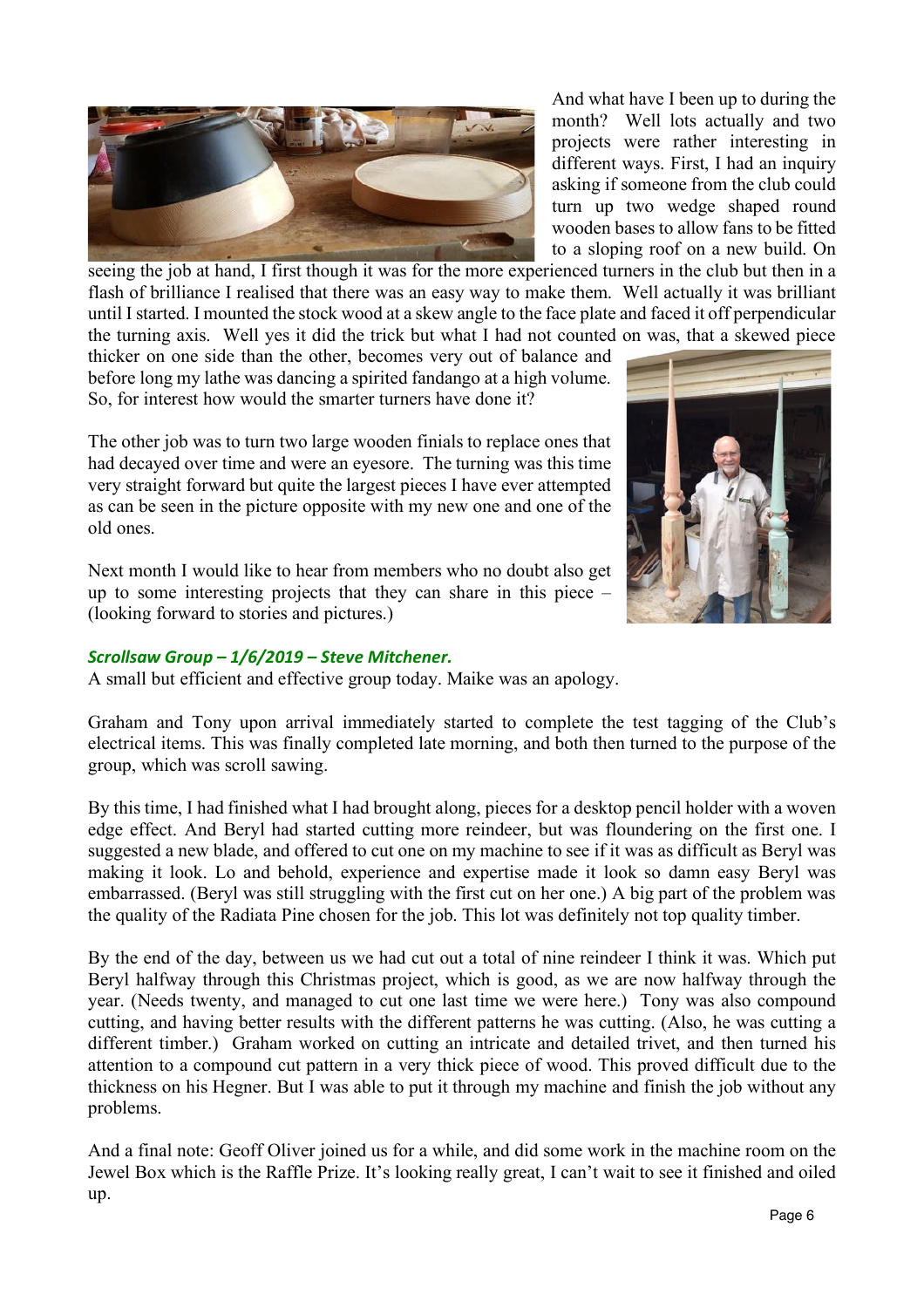And what have I been up to during the month? Well lots actually and two projects were rather interesting in different ways. First, I had an inquiry asking if someone from the club could turn up two wedge shaped round wooden bases to allow fans to be fitted to a sloping roof on a new build. On seeing the job at hand, I first though it was for the more experienced turners in the club but then in a flash of brilliance I realised that there was an easy way to make them. Well actually it was brilliant until I started. I mounted the stock wood at a skew angle to the face plate and faced it off perpendicular the turning axis. Well yes it did the trick but what I had not counted on was, that a skewed piece thicker on one side than the other, becomes very out of balance and before long my lathe was dancing a spirited fandango at a high volume. So, for interest how would the smarter turners have done it?

The other job was to turn two large wooden finials to replace ones that had decayed over time and were an eyesore. The turning was this time very straight forward but quite the largest pieces I have ever attempted as can be seen in the picture opposite with my new one and one of the old ones.

Next month I would like to hear from members who no doubt also get up to some interesting projects that they can share in this piece – (looking forward to stories and pictures.)

### *Scrollsaw Group – 1/6/2019 – Steve Mitchener.*

A small but efficient and effective group today. Maike was an apology.

Graham and Tony upon arrival immediately started to complete the test tagging of the Club's electrical items. This was finally completed late morning, and both then turned to the purpose of the group, which was scroll sawing.

By this time, I had finished what I had brought along, pieces for a desktop pencil holder with a woven edge effect. And Beryl had started cutting more reindeer, but was floundering on the first one. I suggested a new blade, and offered to cut one on my machine to see if it was as difficult as Beryl was making it look. Lo and behold, experience and expertise made it look so damn easy Beryl was embarrassed. (Beryl was still struggling with the first cut on her one.) A big part of the problem was the quality of the Radiata Pine chosen for the job. This lot was definitely not top quality timber.

By the end of the day, between us we had cut out a total of nine reindeer I think it was. Which put Beryl halfway through this Christmas project, which is good, as we are now halfway through the year. (Needs twenty, and managed to cut one last time we were here.) Tony was also compound cutting, and having better results with the different patterns he was cutting. (Also, he was cutting a different timber.) Graham worked on cutting an intricate and detailed trivet, and then turned his attention to a compound cut pattern in a very thick piece of wood. This proved difficult due to the thickness on his Hegner. But I was able to put it through my machine and finish the job without any problems.

And a final note: Geoff Oliver joined us for a while, and did some work in the machine room on the Jewel Box which is the Raffle Prize. It's looking really great, I can't wait to see it finished and oiled up.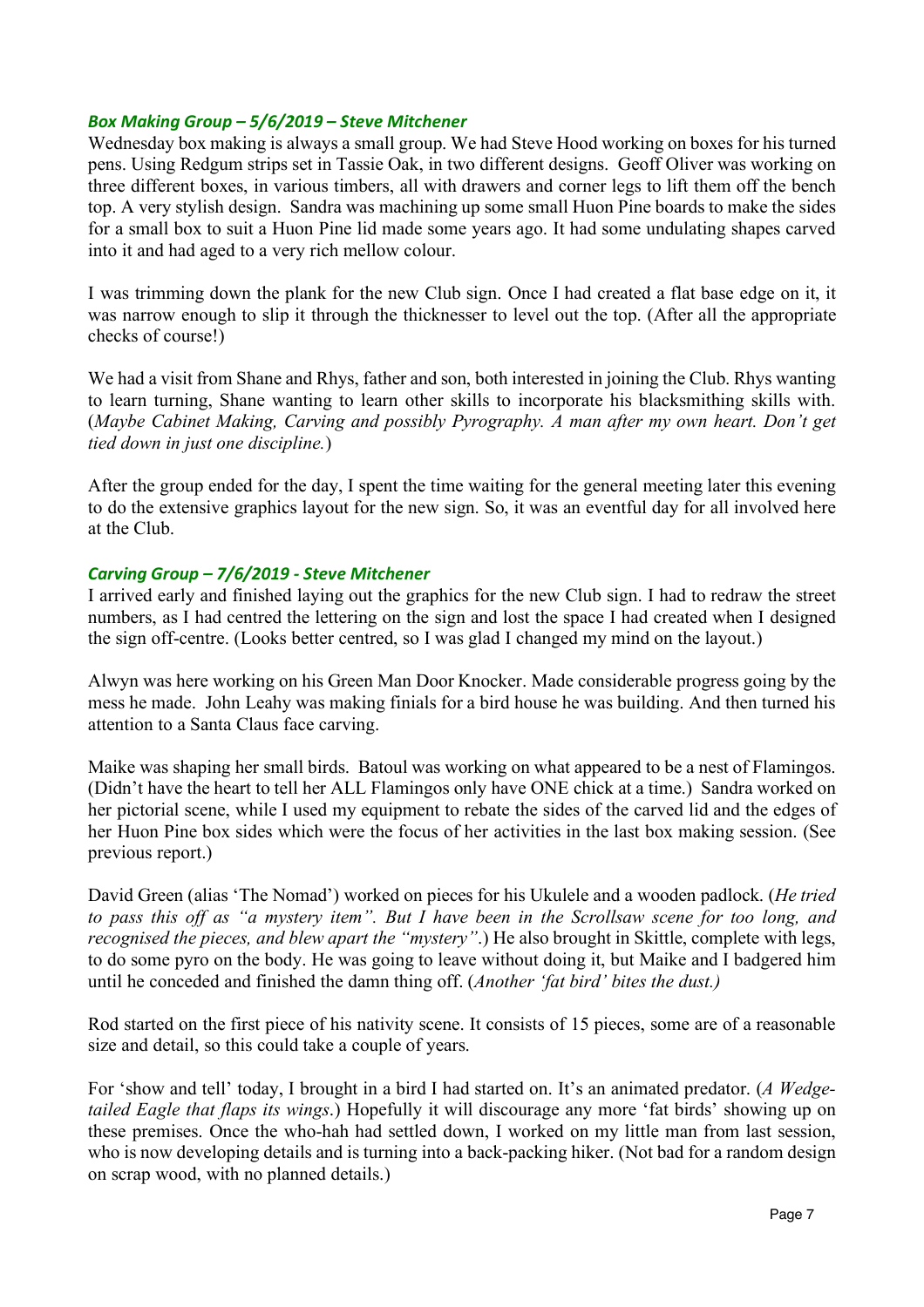### *Box Making Group – 5/6/2019 – Steve Mitchener*

Wednesday box making is always a small group. We had Steve Hood working on boxes for his turned pens. Using Redgum strips set in Tassie Oak, in two different designs. Geoff Oliver was working on three different boxes, in various timbers, all with drawers and corner legs to lift them off the bench top. A very stylish design. Sandra was machining up some small Huon Pine boards to make the sides for a small box to suit a Huon Pine lid made some years ago. It had some undulating shapes carved into it and had aged to a very rich mellow colour.

I was trimming down the plank for the new Club sign. Once I had created a flat base edge on it, it was narrow enough to slip it through the thicknesser to level out the top. (After all the appropriate checks of course!)

We had a visit from Shane and Rhys, father and son, both interested in joining the Club. Rhys wanting to learn turning, Shane wanting to learn other skills to incorporate his blacksmithing skills with. (*Maybe Cabinet Making, Carving and possibly Pyrography. A man after my own heart. Don't get tied down in just one discipline.*)

After the group ended for the day, I spent the time waiting for the general meeting later this evening to do the extensive graphics layout for the new sign. So, it was an eventful day for all involved here at the Club.

### *Carving Group – 7/6/2019 - Steve Mitchener*

I arrived early and finished laying out the graphics for the new Club sign. I had to redraw the street numbers, as I had centred the lettering on the sign and lost the space I had created when I designed the sign off-centre. (Looks better centred, so I was glad I changed my mind on the layout.)

Alwyn was here working on his Green Man Door Knocker. Made considerable progress going by the mess he made. John Leahy was making finials for a bird house he was building. And then turned his attention to a Santa Claus face carving.

Maike was shaping her small birds. Batoul was working on what appeared to be a nest of Flamingos. (Didn't have the heart to tell her ALL Flamingos only have ONE chick at a time.) Sandra worked on her pictorial scene, while I used my equipment to rebate the sides of the carved lid and the edges of her Huon Pine box sides which were the focus of her activities in the last box making session. (See previous report.)

David Green (alias 'The Nomad') worked on pieces for his Ukulele and a wooden padlock. (*He tried to pass this off as "a mystery item". But I have been in the Scrollsaw scene for too long, and recognised the pieces, and blew apart the "mystery".*) He also brought in Skittle, complete with legs, to do some pyro on the body. He was going to leave without doing it, but Maike and I badgered him until he conceded and finished the damn thing off. (*Another 'fat bird' bites the dust.)*

Rod started on the first piece of his nativity scene. It consists of 15 pieces, some are of a reasonable size and detail, so this could take a couple of years.

For 'show and tell' today, I brought in a bird I had started on. It's an animated predator. (*A Wedge-tailed Eagle that flaps its wings*.) Hopefully it will discourage any more 'fat birds' showing up on these premises. Once the who-hah had settled down, I worked on my little man from last session, who is now developing details and is turning into a back-packing hiker. (Not bad for a random design on scrap wood, with no planned details.)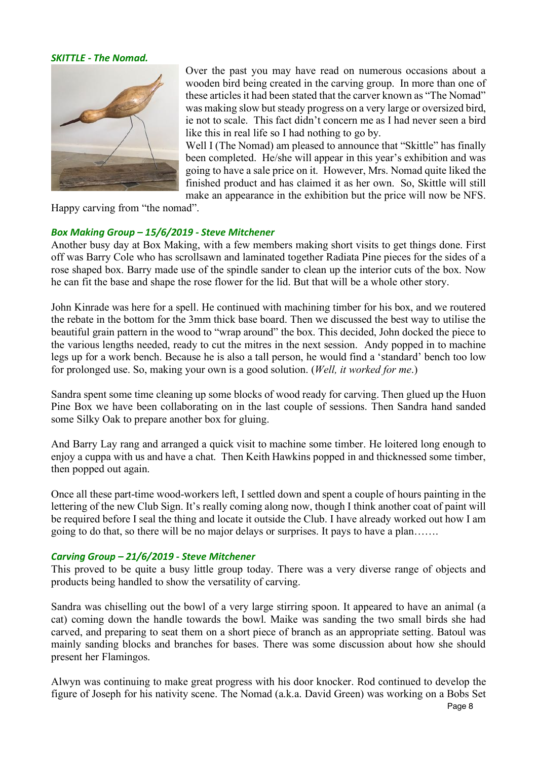### *SKITTLE - The Nomad.*

Over the past you may have read on numerous occasions about a wooden bird being created in the carving group. In more than one of these articles it had been stated that the carver known as "The Nomad" was making slow but steady progress on a very large or oversized bird, ie not to scale. This fact didn't concern me as I had never seen a bird like this in real life so I had nothing to go by.

Well I (The Nomad) am pleased to announce that "Skittle" has finally been completed. He/she will appear in this year's exhibition and was going to have a sale price on it. However, Mrs. Nomad quite liked the finished product and has claimed it as her own. So, Skittle will still make an appearance in the exhibition but the price will now be NFS.

Happy carving from "the nomad".

### *Box Making Group – 15/6/2019 - Steve Mitchener*

Another busy day at Box Making, with a few members making short visits to get things done. First off was Barry Cole who has scrollsawn and laminated together Radiata Pine pieces for the sides of a rose shaped box. Barry made use of the spindle sander to clean up the interior cuts of the box. Now he can fit the base and shape the rose flower for the lid. But that will be a whole other story.

John Kinrade was here for a spell. He continued with machining timber for his box, and we routered the rebate in the bottom for the 3mm thick base board. Then we discussed the best way to utilise the beautiful grain pattern in the wood to "wrap around" the box. This decided, John docked the piece to the various lengths needed, ready to cut the mitres in the next session. Andy popped in to machine legs up for a work bench. Because he is also a tall person, he would find a 'standard' bench too low for prolonged use. So, making your own is a good solution. (*Well, it worked for me*.)

Sandra spent some time cleaning up some blocks of wood ready for carving. Then glued up the Huon Pine Box we have been collaborating on in the last couple of sessions. Then Sandra hand sanded some Silky Oak to prepare another box for gluing.

And Barry Lay rang and arranged a quick visit to machine some timber. He loitered long enough to enjoy a cuppa with us and have a chat. Then Keith Hawkins popped in and thicknessed some timber, then popped out again.

Once all these part-time wood-workers left, I settled down and spent a couple of hours painting in the lettering of the new Club Sign. It's really coming along now, though I think another coat of paint will be required before I seal the thing and locate it outside the Club. I have already worked out how I am going to do that, so there will be no major delays or surprises. It pays to have a plan…….

### *Carving Group – 21/6/2019 - Steve Mitchener*

This proved to be quite a busy little group today. There was a very diverse range of objects and products being handled to show the versatility of carving.

Sandra was chiselling out the bowl of a very large stirring spoon. It appeared to have an animal (a cat) coming down the handle towards the bowl. Maike was sanding the two small birds she had carved, and preparing to seat them on a short piece of branch as an appropriate setting. Batoul was mainly sanding blocks and branches for bases. There was some discussion about how she should present her Flamingos.

Alwyn was continuing to make great progress with his door knocker. Rod continued to develop the figure of Joseph for his nativity scene. The Nomad (a.k.a. David Green) was working on a Bobs Set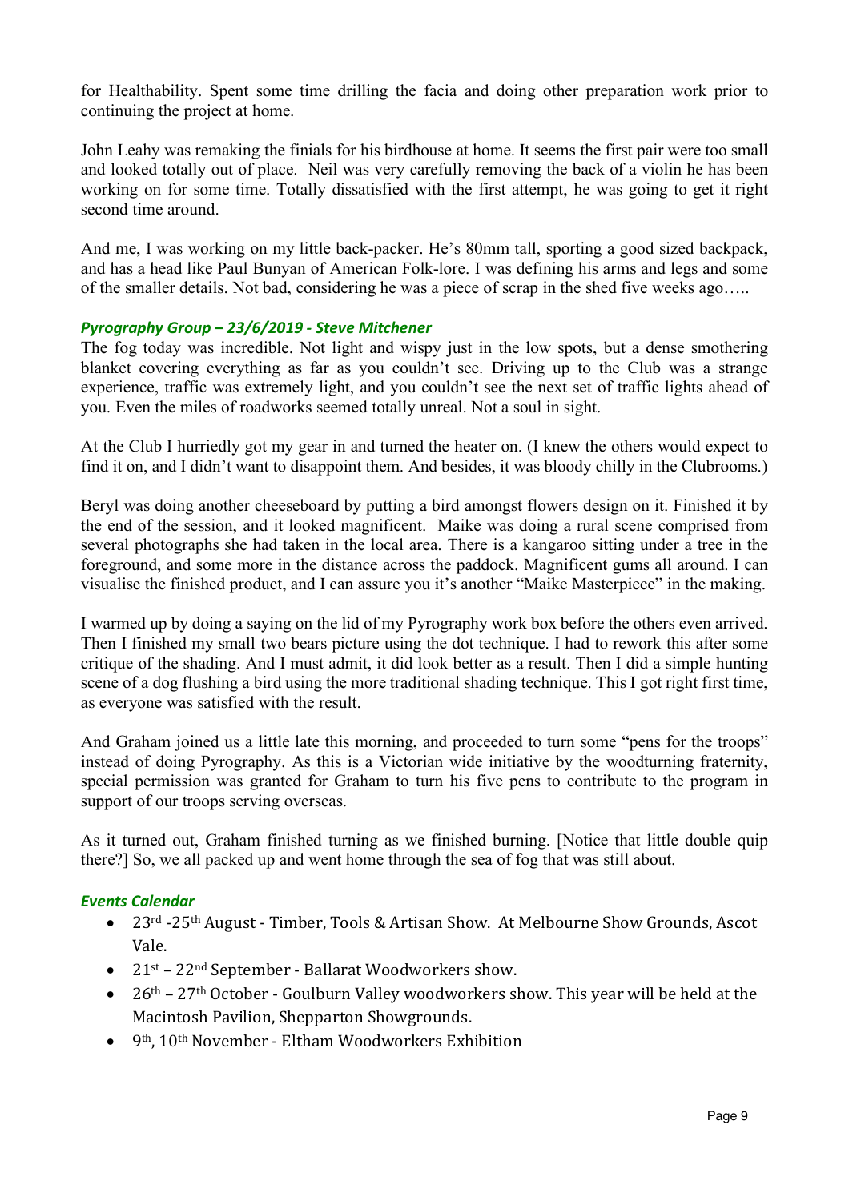for Healthability. Spent some time drilling the facia and doing other preparation work prior to continuing the project at home.

John Leahy was remaking the finials for his birdhouse at home. It seems the first pair were too small and looked totally out of place. Neil was very carefully removing the back of a violin he has been working on for some time. Totally dissatisfied with the first attempt, he was going to get it right second time around.

And me, I was working on my little back-packer. He's 80mm tall, sporting a good sized backpack, and has a head like Paul Bunyan of American Folk-lore. I was defining his arms and legs and some of the smaller details. Not bad, considering he was a piece of scrap in the shed five weeks ago…..

### *Pyrography Group – 23/6/2019 - Steve Mitchener*

The fog today was incredible. Not light and wispy just in the low spots, but a dense smothering blanket covering everything as far as you couldn't see. Driving up to the Club was a strange experience, traffic was extremely light, and you couldn't see the next set of traffic lights ahead of you. Even the miles of roadworks seemed totally unreal. Not a soul in sight.

At the Club I hurriedly got my gear in and turned the heater on. (I knew the others would expect to find it on, and I didn't want to disappoint them. And besides, it was bloody chilly in the Clubrooms.)

Beryl was doing another cheeseboard by putting a bird amongst flowers design on it. Finished it by the end of the session, and it looked magnificent. Maike was doing a rural scene comprised from several photographs she had taken in the local area. There is a kangaroo sitting under a tree in the foreground, and some more in the distance across the paddock. Magnificent gums all around. I can visualise the finished product, and I can assure you it's another "Maike Masterpiece" in the making.

I warmed up by doing a saying on the lid of my Pyrography work box before the others even arrived. Then I finished my small two bears picture using the dot technique. I had to rework this after some critique of the shading. And I must admit, it did look better as a result. Then I did a simple hunting scene of a dog flushing a bird using the more traditional shading technique. This I got right first time, as everyone was satisfied with the result.

And Graham joined us a little late this morning, and proceeded to turn some "pens for the troops" instead of doing Pyrography. As this is a Victorian wide initiative by the woodturning fraternity, special permission was granted for Graham to turn his five pens to contribute to the program in support of our troops serving overseas.

As it turned out, Graham finished turning as we finished burning. [Notice that little double quip there?] So, we all packed up and went home through the sea of fog that was still about.

### *Events Calendar*

- 23rd -25th August - Timber, Tools & Artisan Show. At Melbourne Show Grounds, Ascot Vale.
- 21st – 22nd September - Ballarat Woodworkers show.
- 26th – 27th October - Goulburn Valley woodworkers show. This year will be held at the Macintosh Pavilion, Shepparton Showgrounds.
- 9th, 10th November - Eltham Woodworkers Exhibition